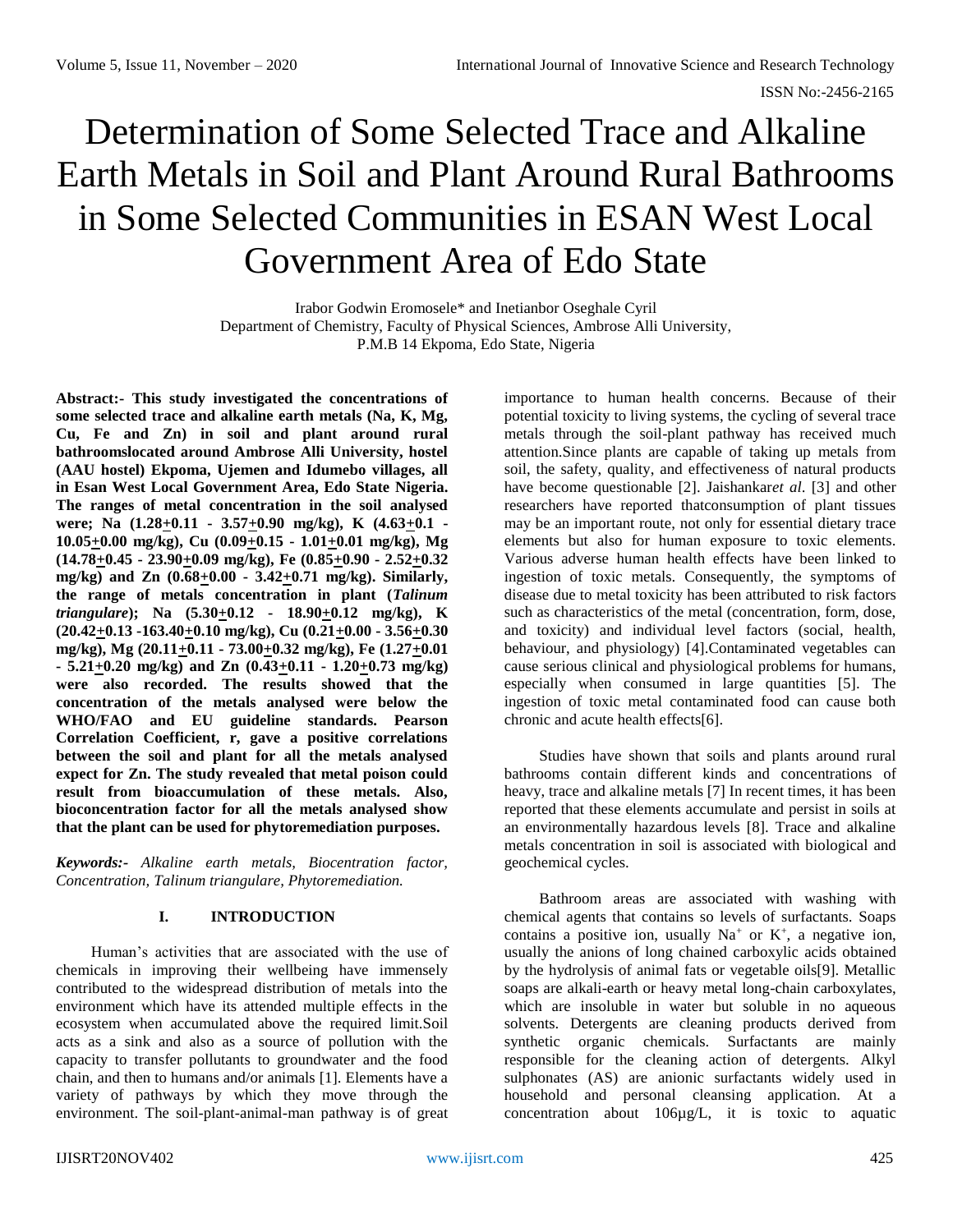# Determination of Some Selected Trace and Alkaline Earth Metals in Soil and Plant Around Rural Bathrooms in Some Selected Communities in ESAN West Local Government Area of Edo State

Irabor Godwin Eromosele* and Inetianbor Oseghale Cyril
Department of Chemistry, Faculty of Physical Sciences, Ambrose Alli University,
P.M.B 14 Ekpoma, Edo State, Nigeria

**Abstract:- This study investigated the concentrations of some selected trace and alkaline earth metals (Na, K, Mg, Cu, Fe and Zn) in soil and plant around rural bathroomslocated around Ambrose Alli University, hostel (AAU hostel) Ekpoma, Ujemen and Idumebo villages, all in Esan West Local Government Area, Edo State Nigeria. The ranges of metal concentration in the soil analysed were; Na (1.28±0.11 - 3.57±0.90 mg/kg), K (4.63±0.1 - 10.05±0.00 mg/kg), Cu (0.09±0.15 - 1.01±0.01 mg/kg), Mg (14.78±0.45 - 23.90±0.09 mg/kg), Fe (0.85±0.90 - 2.52±0.32 mg/kg) and Zn (0.68±0.00 - 3.42±0.71 mg/kg). Similarly, the range of metals concentration in plant (*Talinum triangulare*); Na (5.30±0.12 - 18.90±0.12 mg/kg), K (20.42±0.13 -163.40±0.10 mg/kg), Cu (0.21±0.00 - 3.56±0.30 mg/kg), Mg (20.11±0.11 - 73.00±0.32 mg/kg), Fe (1.27±0.01 - 5.21±0.20 mg/kg) and Zn (0.43±0.11 - 1.20±0.73 mg/kg) were also recorded. The results showed that the concentration of the metals analysed were below the WHO/FAO and EU guideline standards. Pearson Correlation Coefficient, r, gave a positive correlations between the soil and plant for all the metals analysed expect for Zn. The study revealed that metal poison could result from bioaccumulation of these metals. Also, bioconcentration factor for all the metals analysed show that the plant can be used for phytoremediation purposes.**

***Keywords:-*** *Alkaline earth metals, Biocentration factor, Concentration, Talinum triangulare, Phytoremediation.*

## I. INTRODUCTION

Human's activities that are associated with the use of chemicals in improving their wellbeing have immensely contributed to the widespread distribution of metals into the environment which have its attended multiple effects in the ecosystem when accumulated above the required limit.Soil acts as a sink and also as a source of pollution with the capacity to transfer pollutants to groundwater and the food chain, and then to humans and/or animals [1]. Elements have a variety of pathways by which they move through the environment. The soil-plant-animal-man pathway is of great importance to human health concerns. Because of their potential toxicity to living systems, the cycling of several trace metals through the soil-plant pathway has received much attention.Since plants are capable of taking up metals from soil, the safety, quality, and effectiveness of natural products have become questionable [2]. Jaishankar*et al*. [3] and other researchers have reported thatconsumption of plant tissues may be an important route, not only for essential dietary trace elements but also for human exposure to toxic elements. Various adverse human health effects have been linked to ingestion of toxic metals. Consequently, the symptoms of disease due to metal toxicity has been attributed to risk factors such as characteristics of the metal (concentration, form, dose, and toxicity) and individual level factors (social, health, behaviour, and physiology) [4].Contaminated vegetables can cause serious clinical and physiological problems for humans, especially when consumed in large quantities [5]. The ingestion of toxic metal contaminated food can cause both chronic and acute health effects[6].

Studies have shown that soils and plants around rural bathrooms contain different kinds and concentrations of heavy, trace and alkaline metals [7] In recent times, it has been reported that these elements accumulate and persist in soils at an environmentally hazardous levels [8]. Trace and alkaline metals concentration in soil is associated with biological and geochemical cycles.

Bathroom areas are associated with washing with chemical agents that contains so levels of surfactants. Soaps contains a positive ion, usually $Na^+$ or $K^+$, a negative ion, usually the anions of long chained carboxylic acids obtained by the hydrolysis of animal fats or vegetable oils[9]. Metallic soaps are alkali-earth or heavy metal long-chain carboxylates, which are insoluble in water but soluble in no aqueous solvents. Detergents are cleaning products derived from synthetic organic chemicals. Surfactants are mainly responsible for the cleaning action of detergents. Alkyl sulphonates (AS) are anionic surfactants widely used in household and personal cleansing application. At a concentration about 106µg/L, it is toxic to aquatic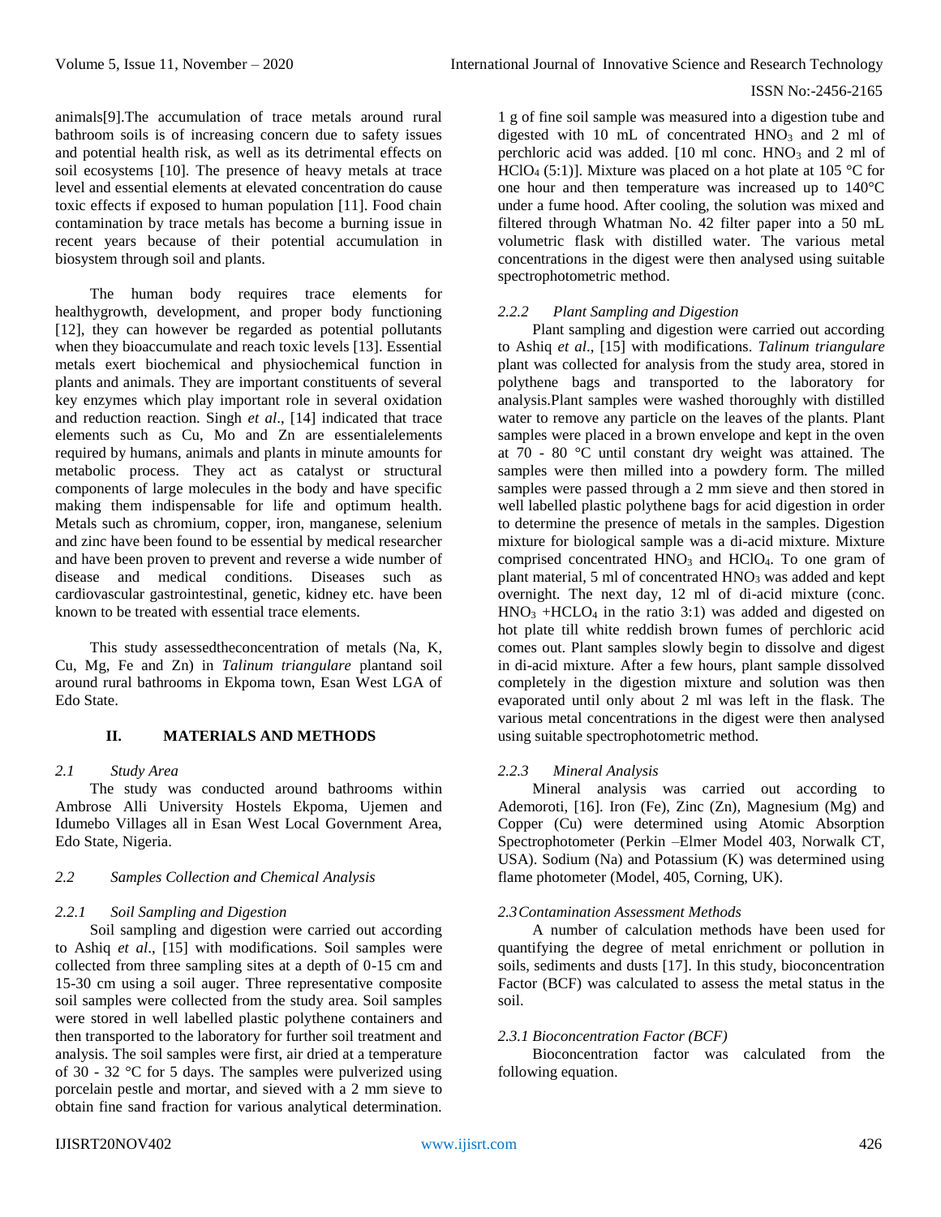animals[9].The accumulation of trace metals around rural bathroom soils is of increasing concern due to safety issues and potential health risk, as well as its detrimental effects on soil ecosystems [10]. The presence of heavy metals at trace level and essential elements at elevated concentration do cause toxic effects if exposed to human population [11]. Food chain contamination by trace metals has become a burning issue in recent years because of their potential accumulation in biosystem through soil and plants.

The human body requires trace elements for healthygrowth, development, and proper body functioning [12], they can however be regarded as potential pollutants when they bioaccumulate and reach toxic levels [13]. Essential metals exert biochemical and physiochemical function in plants and animals. They are important constituents of several key enzymes which play important role in several oxidation and reduction reaction. Singh *et al*., [14] indicated that trace elements such as Cu, Mo and Zn are essentialelements required by humans, animals and plants in minute amounts for metabolic process. They act as catalyst or structural components of large molecules in the body and have specific making them indispensable for life and optimum health. Metals such as chromium, copper, iron, manganese, selenium and zinc have been found to be essential by medical researcher and have been proven to prevent and reverse a wide number of disease and medical conditions. Diseases such as cardiovascular gastrointestinal, genetic, kidney etc. have been known to be treated with essential trace elements.

This study assessedtheconcentration of metals (Na, K, Cu, Mg, Fe and Zn) in *Talinum triangulare* plantand soil around rural bathrooms in Ekpoma town, Esan West LGA of Edo State.

## II. MATERIALS AND METHODS

### *2.1 Study Area*

The study was conducted around bathrooms within Ambrose Alli University Hostels Ekpoma, Ujemen and Idumebo Villages all in Esan West Local Government Area, Edo State, Nigeria.

### *2.2 Samples Collection and Chemical Analysis*

#### *2.2.1 Soil Sampling and Digestion*

Soil sampling and digestion were carried out according to Ashiq *et al*., [15] with modifications. Soil samples were collected from three sampling sites at a depth of 0-15 cm and 15-30 cm using a soil auger. Three representative composite soil samples were collected from the study area. Soil samples were stored in well labelled plastic polythene containers and then transported to the laboratory for further soil treatment and analysis. The soil samples were first, air dried at a temperature of 30 - 32 °C for 5 days. The samples were pulverized using porcelain pestle and mortar, and sieved with a 2 mm sieve to obtain fine sand fraction for various analytical determination. 1 g of fine soil sample was measured into a digestion tube and digested with 10 mL of concentrated $HNO_3$ and 2 ml of perchloric acid was added. [10 ml conc. $HNO_3$ and 2 ml of $HClO_4$ (5:1)]. Mixture was placed on a hot plate at 105 °C for one hour and then temperature was increased up to 140°C under a fume hood. After cooling, the solution was mixed and filtered through Whatman No. 42 filter paper into a 50 mL volumetric flask with distilled water. The various metal concentrations in the digest were then analysed using suitable spectrophotometric method.

#### *2.2.2 Plant Sampling and Digestion*

Plant sampling and digestion were carried out according to Ashiq *et al*., [15] with modifications. *Talinum triangulare* plant was collected for analysis from the study area, stored in polythene bags and transported to the laboratory for analysis.Plant samples were washed thoroughly with distilled water to remove any particle on the leaves of the plants. Plant samples were placed in a brown envelope and kept in the oven at 70 - 80 °C until constant dry weight was attained. The samples were then milled into a powdery form. The milled samples were passed through a 2 mm sieve and then stored in well labelled plastic polythene bags for acid digestion in order to determine the presence of metals in the samples. Digestion mixture for biological sample was a di-acid mixture. Mixture comprised concentrated $HNO_3$ and $HClO_4$. To one gram of plant material, 5 ml of concentrated $HNO_3$ was added and kept overnight. The next day, 12 ml of di-acid mixture (conc. $HNO_3$ +$HCLO_4$ in the ratio 3:1) was added and digested on hot plate till white reddish brown fumes of perchloric acid comes out. Plant samples slowly begin to dissolve and digest in di-acid mixture. After a few hours, plant sample dissolved completely in the digestion mixture and solution was then evaporated until only about 2 ml was left in the flask. The various metal concentrations in the digest were then analysed using suitable spectrophotometric method.

#### *2.2.3 Mineral Analysis*

Mineral analysis was carried out according to Ademoroti, [16]. Iron (Fe), Zinc (Zn), Magnesium (Mg) and Copper (Cu) were determined using Atomic Absorption Spectrophotometer (Perkin –Elmer Model 403, Norwalk CT, USA). Sodium (Na) and Potassium (K) was determined using flame photometer (Model, 405, Corning, UK).

### *2.3 Contamination Assessment Methods*

A number of calculation methods have been used for quantifying the degree of metal enrichment or pollution in soils, sediments and dusts [17]. In this study, bioconcentration Factor (BCF) was calculated to assess the metal status in the soil.

#### *2.3.1 Bioconcentration Factor (BCF)*

Bioconcentration factor was calculated from the following equation.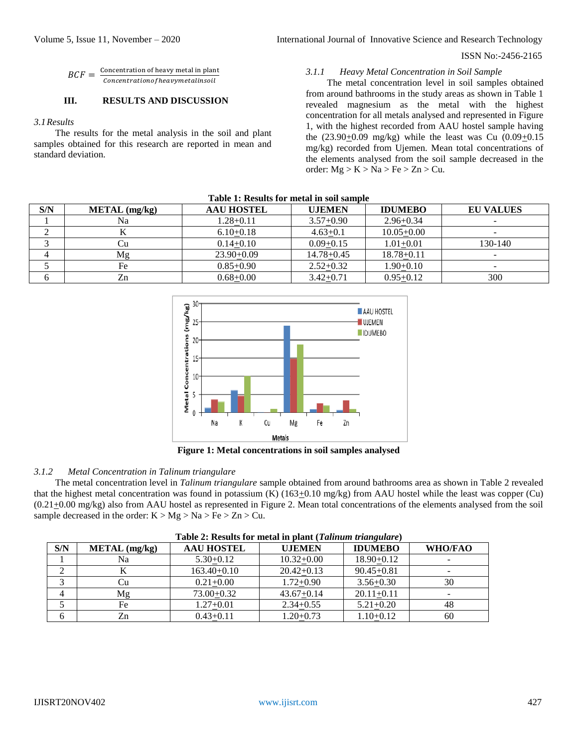$$BCF = \frac{\text{Concentration of heavy metal in plant}}{\text{Concentration of heavy metal in soil}}$$

## III. RESULTS AND DISCUSSION

### 3.1 Results

The results for the metal analysis in the soil and plant samples obtained for this research are reported in mean and standard deviation.

#### 3.1.1 Heavy Metal Concentration in Soil Sample

The metal concentration level in soil samples obtained from around bathrooms in the study areas as shown in Table 1 revealed magnesium as the metal with the highest concentration for all metals analysed and represented in Figure 1, with the highest recorded from AAU hostel sample having the (23.90±0.09 mg/kg) while the least was Cu (0.09±0.15 mg/kg) recorded from Ujemen. Mean total concentrations of the elements analysed from the soil sample decreased in the order: Mg > K > Na > Fe > Zn > Cu.

**Table 1: Results for metal in soil sample**

| S/N | METAL (mg/kg) | AAU HOSTEL | UJEMEN | IDUMEBO | EU VALUES |
|---|---|---|---|---|---|
| 1 | Na | 1.28±0.11 | 3.57±0.90 | 2.96±0.34 | - |
| 2 | K | 6.10±0.18 | 4.63±0.1 | 10.05±0.00 | - |
| 3 | Cu | 0.14±0.10 | 0.09±0.15 | 1.01±0.01 | 130-140 |
| 4 | Mg | 23.90±0.09 | 14.78±0.45 | 18.78±0.11 | - |
| 5 | Fe | 0.85±0.90 | 2.52±0.32 | 1.90±0.10 | - |
| 6 | Zn | 0.68±0.00 | 3.42±0.71 | 0.95±0.12 | 300 |

**Figure 1: Metal concentrations in soil samples analysed**

#### 3.1.2 Metal Concentration in *Talinum triangulare*

The metal concentration level in *Talinum triangulare* sample obtained from around bathrooms area as shown in Table 2 revealed that the highest metal concentration was found in potassium (K) (163±0.10 mg/kg) from AAU hostel while the least was copper (Cu) (0.21±0.00 mg/kg) also from AAU hostel as represented in Figure 2. Mean total concentrations of the elements analysed from the soil sample decreased in the order: K > Mg > Na > Fe > Zn > Cu.

**Table 2: Results for metal in plant (*Talinum triangulare*)**

| S/N | METAL (mg/kg) | AAU HOSTEL | UJEMEN | IDUMEBO | WHO/FAO |
|---|---|---|---|---|---|
| 1 | Na | 5.30±0.12 | 10.32±0.00 | 18.90±0.12 | - |
| 2 | K | 163.40±0.10 | 20.42±0.13 | 90.45±0.81 | - |
| 3 | Cu | 0.21±0.00 | 1.72±0.90 | 3.56±0.30 | 30 |
| 4 | Mg | 73.00±0.32 | 43.67±0.14 | 20.11±0.11 | - |
| 5 | Fe | 1.27±0.01 | 2.34±0.55 | 5.21±0.20 | 48 |
| 6 | Zn | 0.43±0.11 | 1.20±0.73 | 1.10±0.12 | 60 |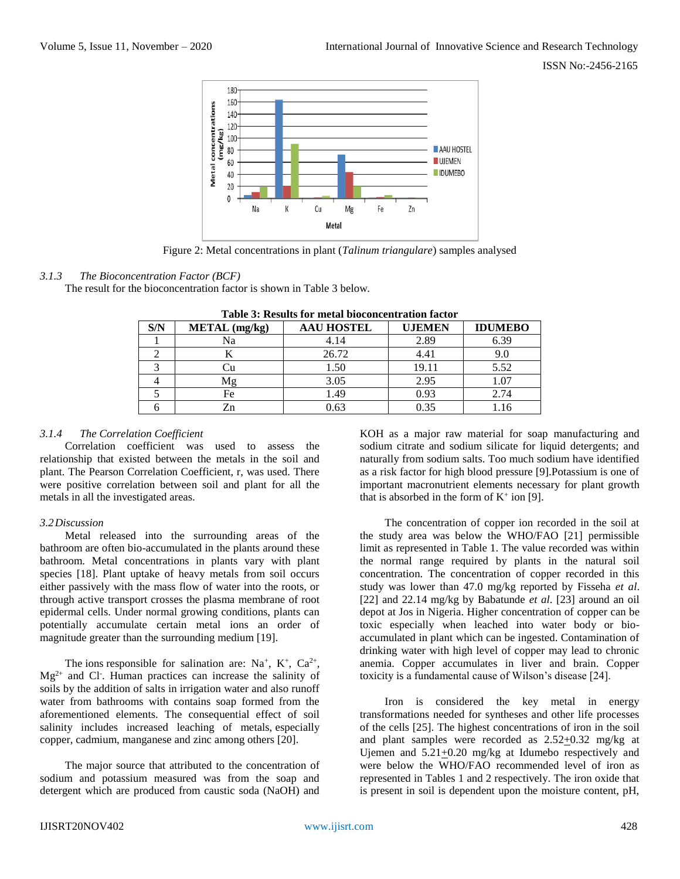Figure 2: Metal concentrations in plant (*Talinum triangulare*) samples analysed

#### *3.1.3 The Bioconcentration Factor (BCF)*

The result for the bioconcentration factor is shown in Table 3 below.

**Table 3: Results for metal bioconcentration factor**

| S/N | METAL (mg/kg) | AAU HOSTEL | UJEMEN | IDUMEBO |
|---|---|---|---|---|
| 1 | Na | 4.14 | 2.89 | 6.39 |
| 2 | K | 26.72 | 4.41 | 9.0 |
| 3 | Cu | 1.50 | 19.11 | 5.52 |
| 4 | Mg | 3.05 | 2.95 | 1.07 |
| 5 | Fe | 1.49 | 0.93 | 2.74 |
| 6 | Zn | 0.63 | 0.35 | 1.16 |

#### *3.1.4 The Correlation Coefficient*

Correlation coefficient was used to assess the relationship that existed between the metals in the soil and plant. The Pearson Correlation Coefficient, r, was used. There were positive correlation between soil and plant for all the metals in all the investigated areas.

### *3.2 Discussion*

Metal released into the surrounding areas of the bathroom are often bio-accumulated in the plants around these bathroom. Metal concentrations in plants vary with plant species [18]. Plant uptake of heavy metals from soil occurs either passively with the mass flow of water into the roots, or through active transport crosses the plasma membrane of root epidermal cells. Under normal growing conditions, plants can potentially accumulate certain metal ions an order of magnitude greater than the surrounding medium [19].

The ions responsible for salination are: $Na^+$, $K^+$, $Ca^{2+}$, $Mg^{2+}$ and $Cl^-$. Human practices can increase the salinity of soils by the addition of salts in irrigation water and also runoff water from bathrooms with contains soap formed from the aforementioned elements. The consequential effect of soil salinity includes increased leaching of metals, especially copper, cadmium, manganese and zinc among others [20].

The major source that attributed to the concentration of sodium and potassium measured was from the soap and detergent which are produced from caustic soda (NaOH) and KOH as a major raw material for soap manufacturing and sodium citrate and sodium silicate for liquid detergents; and naturally from sodium salts. Too much sodium have identified as a risk factor for high blood pressure [9].Potassium is one of important macronutrient elements necessary for plant growth that is absorbed in the form of $K^+$ ion [9].

The concentration of copper ion recorded in the soil at the study area was below the WHO/FAO [21] permissible limit as represented in Table 1. The value recorded was within the normal range required by plants in the natural soil concentration. The concentration of copper recorded in this study was lower than 47.0 mg/kg reported by Fisseha *et al*. [22] and 22.14 mg/kg by Babatunde *et al*. [23] around an oil depot at Jos in Nigeria. Higher concentration of copper can be toxic especially when leached into water body or bio-accumulated in plant which can be ingested. Contamination of drinking water with high level of copper may lead to chronic anemia. Copper accumulates in liver and brain. Copper toxicity is a fundamental cause of Wilson's disease [24].

Iron is considered the key metal in energy transformations needed for syntheses and other life processes of the cells [25]. The highest concentrations of iron in the soil and plant samples were recorded as $2.52 \pm 0.32$ mg/kg at Ujemen and $5.21 \pm 0.20$ mg/kg at Idumebo respectively and were below the WHO/FAO recommended level of iron as represented in Tables 1 and 2 respectively. The iron oxide that is present in soil is dependent upon the moisture content, pH,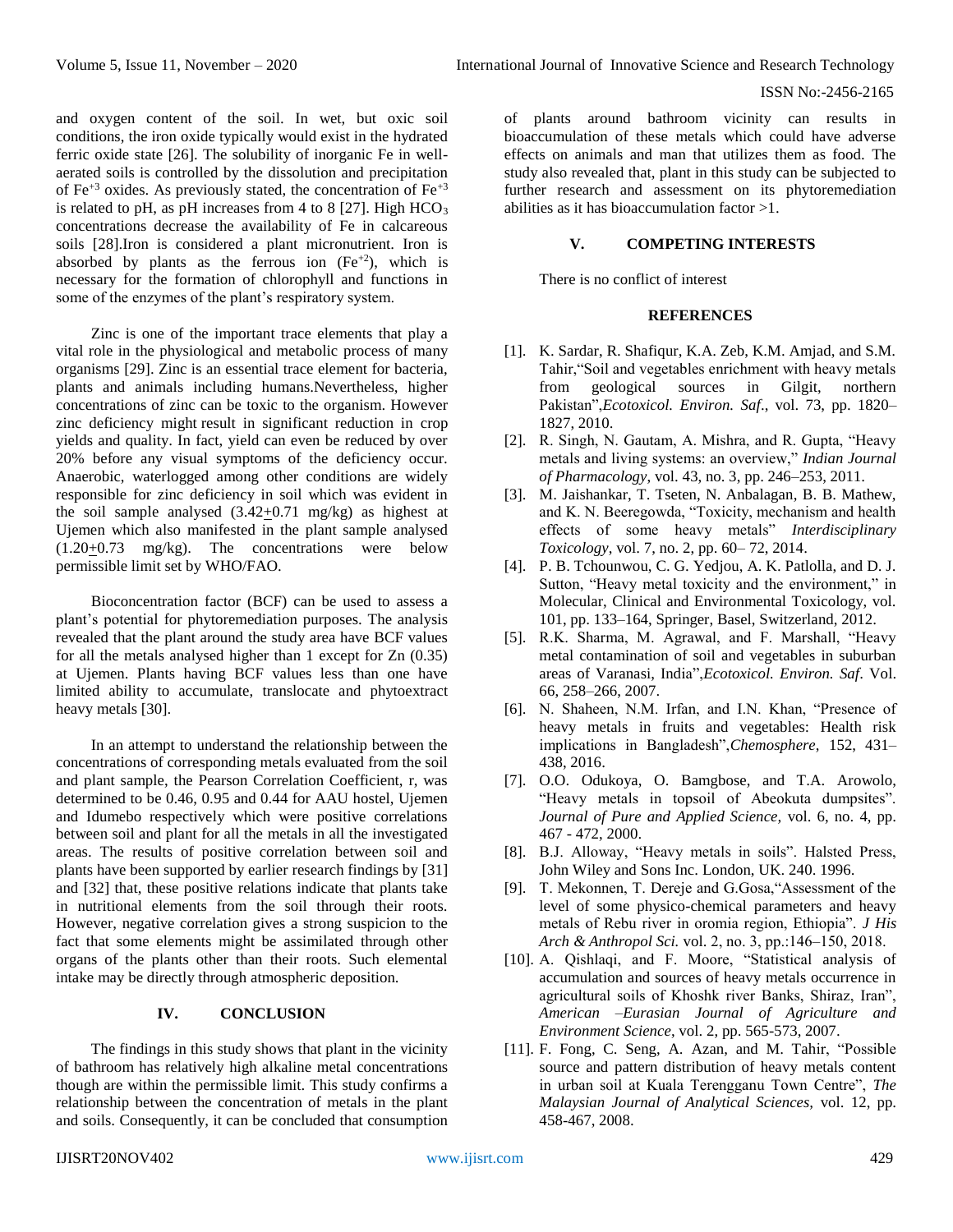and oxygen content of the soil. In wet, but oxic soil conditions, the iron oxide typically would exist in the hydrated ferric oxide state [26]. The solubility of inorganic Fe in well-aerated soils is controlled by the dissolution and precipitation of $Fe^{+3}$ oxides. As previously stated, the concentration of $Fe^{+3}$ is related to pH, as pH increases from 4 to 8 [27]. High $HCO_3$ concentrations decrease the availability of Fe in calcareous soils [28].Iron is considered a plant micronutrient. Iron is absorbed by plants as the ferrous ion ($Fe^{+2}$), which is necessary for the formation of chlorophyll and functions in some of the enzymes of the plant's respiratory system.

Zinc is one of the important trace elements that play a vital role in the physiological and metabolic process of many organisms [29]. Zinc is an essential trace element for bacteria, plants and animals including humans.Nevertheless, higher concentrations of zinc can be toxic to the organism. However zinc deficiency might result in significant reduction in crop yields and quality. In fact, yield can even be reduced by over 20% before any visual symptoms of the deficiency occur. Anaerobic, waterlogged among other conditions are widely responsible for zinc deficiency in soil which was evident in the soil sample analysed ($3.42 \pm 0.71$ mg/kg) as highest at Ujemen which also manifested in the plant sample analysed ($1.20 \pm 0.73$ mg/kg). The concentrations were below permissible limit set by WHO/FAO.

Bioconcentration factor (BCF) can be used to assess a plant's potential for phytoremediation purposes. The analysis revealed that the plant around the study area have BCF values for all the metals analysed higher than 1 except for Zn (0.35) at Ujemen. Plants having BCF values less than one have limited ability to accumulate, translocate and phytoextract heavy metals [30].

In an attempt to understand the relationship between the concentrations of corresponding metals evaluated from the soil and plant sample, the Pearson Correlation Coefficient, r, was determined to be 0.46, 0.95 and 0.44 for AAU hostel, Ujemen and Idumebo respectively which were positive correlations between soil and plant for all the metals in all the investigated areas. The results of positive correlation between soil and plants have been supported by earlier research findings by [31] and [32] that, these positive relations indicate that plants take in nutritional elements from the soil through their roots. However, negative correlation gives a strong suspicion to the fact that some elements might be assimilated through other organs of the plants other than their roots. Such elemental intake may be directly through atmospheric deposition.

## IV. CONCLUSION

The findings in this study shows that plant in the vicinity of bathroom has relatively high alkaline metal concentrations though are within the permissible limit. This study confirms a relationship between the concentration of metals in the plant and soils. Consequently, it can be concluded that consumption of plants around bathroom vicinity can results in bioaccumulation of these metals which could have adverse effects on animals and man that utilizes them as food. The study also revealed that, plant in this study can be subjected to further research and assessment on its phytoremediation abilities as it has bioaccumulation factor >1.

## V. COMPETING INTERESTS

There is no conflict of interest

## REFERENCES

[1]. K. Sardar, R. Shafiqur, K.A. Zeb, K.M. Amjad, and S.M. Tahir,"Soil and vegetables enrichment with heavy metals from geological sources in Gilgit, northern Pakistan",*Ecotoxicol. Environ. Saf.*, vol. 73, pp. 1820–1827, 2010.

[2]. R. Singh, N. Gautam, A. Mishra, and R. Gupta, "Heavy metals and living systems: an overview," *Indian Journal of Pharmacology*, vol. 43, no. 3, pp. 246–253, 2011.

[3]. M. Jaishankar, T. Tseten, N. Anbalagan, B. B. Mathew, and K. N. Beeregowda, "Toxicity, mechanism and health effects of some heavy metals" *Interdisciplinary Toxicology*, vol. 7, no. 2, pp. 60– 72, 2014.

[4]. P. B. Tchounwou, C. G. Yedjou, A. K. Patlolla, and D. J. Sutton, "Heavy metal toxicity and the environment," in Molecular, Clinical and Environmental Toxicology, vol. 101, pp. 133–164, Springer, Basel, Switzerland, 2012.

[5]. R.K. Sharma, M. Agrawal, and F. Marshall, "Heavy metal contamination of soil and vegetables in suburban areas of Varanasi, India",*Ecotoxicol. Environ. Saf*. Vol. 66, 258–266, 2007.

[6]. N. Shaheen, N.M. Irfan, and I.N. Khan, "Presence of heavy metals in fruits and vegetables: Health risk implications in Bangladesh",*Chemosphere*, 152, 431–438, 2016.

[7]. O.O. Odukoya, O. Bamgbose, and T.A. Arowolo, "Heavy metals in topsoil of Abeokuta dumpsites". *Journal of Pure and Applied Science,* vol. 6, no. 4, pp. 467 - 472, 2000.

[8]. B.J. Alloway, "Heavy metals in soils". Halsted Press, John Wiley and Sons Inc. London, UK. 240. 1996.

[9]. T. Mekonnen, T. Dereje and G.Gosa,"Assessment of the level of some physico-chemical parameters and heavy metals of Rebu river in oromia region, Ethiopia". *J His Arch & Anthropol Sci.* vol. 2, no. 3, pp.:146–150, 2018.

[10]. A. Qishlaqi, and F. Moore, "Statistical analysis of accumulation and sources of heavy metals occurrence in agricultural soils of Khoshk river Banks, Shiraz, Iran", *American –Eurasian Journal of Agriculture and Environment Science*, vol. 2, pp. 565-573, 2007.

[11]. F. Fong, C. Seng, A. Azan, and M. Tahir, "Possible source and pattern distribution of heavy metals content in urban soil at Kuala Terengganu Town Centre", *The Malaysian Journal of Analytical Sciences,* vol. 12, pp. 458-467, 2008.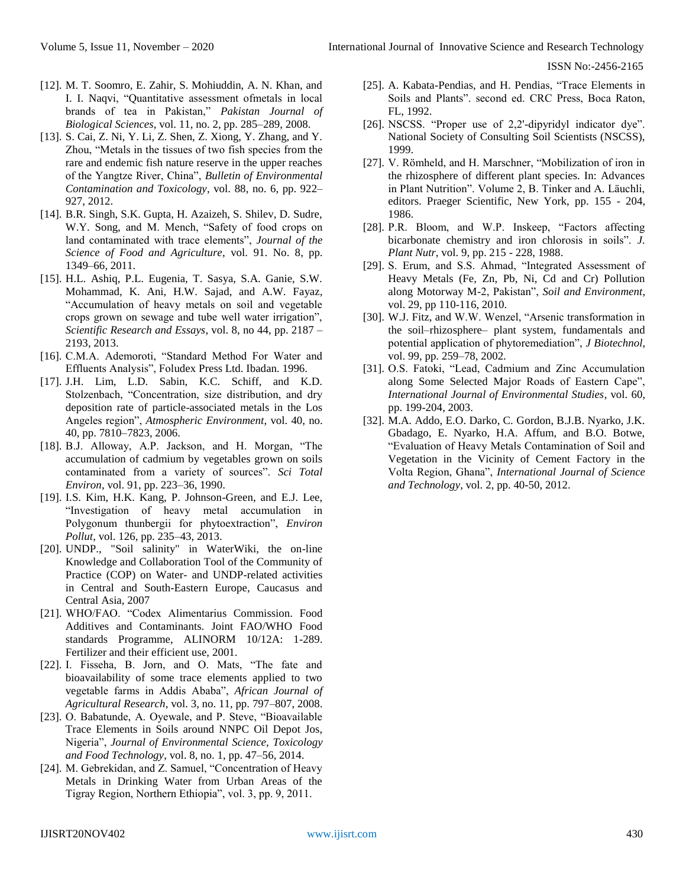[12]. M. T. Soomro, E. Zahir, S. Mohiuddin, A. N. Khan, and I. I. Naqvi, "Quantitative assessment ofmetals in local brands of tea in Pakistan," *Pakistan Journal of Biological Sciences*, vol. 11, no. 2, pp. 285–289, 2008.

[13]. S. Cai, Z. Ni, Y. Li, Z. Shen, Z. Xiong, Y. Zhang, and Y. Zhou, "Metals in the tissues of two fish species from the rare and endemic fish nature reserve in the upper reaches of the Yangtze River, China", *Bulletin of Environmental Contamination and Toxicology*, vol. 88, no. 6, pp. 922–927, 2012.

[14]. B.R. Singh, S.K. Gupta, H. Azaizeh, S. Shilev, D. Sudre, W.Y. Song, and M. Mench, "Safety of food crops on land contaminated with trace elements", *Journal of the Science of Food and Agriculture*, vol. 91. No. 8, pp. 1349–66, 2011.

[15]. H.L. Ashiq, P.L. Eugenia, T. Sasya, S.A. Ganie, S.W. Mohammad, K. Ani, H.W. Sajad, and A.W. Fayaz, "Accumulation of heavy metals on soil and vegetable crops grown on sewage and tube well water irrigation", *Scientific Research and Essays*, vol. 8, no 44, pp. 2187 – 2193, 2013.

[16]. C.M.A. Ademoroti, "Standard Method For Water and Effluents Analysis", Foludex Press Ltd. Ibadan. 1996.

[17]. J.H. Lim, L.D. Sabin, K.C. Schiff, and K.D. Stolzenbach, "Concentration, size distribution, and dry deposition rate of particle-associated metals in the Los Angeles region", *Atmospheric Environment*, vol. 40, no. 40, pp. 7810–7823, 2006.

[18]. B.J. Alloway, A.P. Jackson, and H. Morgan, "The accumulation of cadmium by vegetables grown on soils contaminated from a variety of sources". *Sci Total Environ*, vol. 91, pp. 223–36, 1990.

[19]. I.S. Kim, H.K. Kang, P. Johnson-Green, and E.J. Lee, "Investigation of heavy metal accumulation in Polygonum thunbergii for phytoextraction", *Environ Pollut*, vol. 126, pp. 235–43, 2013.

[20]. UNDP., "Soil salinity" in WaterWiki, the on-line Knowledge and Collaboration Tool of the Community of Practice (COP) on Water- and UNDP-related activities in Central and South-Eastern Europe, Caucasus and Central Asia, 2007

[21]. WHO/FAO. "Codex Alimentarius Commission. Food Additives and Contaminants. Joint FAO/WHO Food standards Programme, ALINORM 10/12A: 1-289. Fertilizer and their efficient use, 2001.

[22]. I. Fisseha, B. Jorn, and O. Mats, "The fate and bioavailability of some trace elements applied to two vegetable farms in Addis Ababa", *African Journal of Agricultural Research*, vol. 3, no. 11, pp. 797–807, 2008.

[23]. O. Babatunde, A. Oyewale, and P. Steve, "Bioavailable Trace Elements in Soils around NNPC Oil Depot Jos, Nigeria", *Journal of Environmental Science, Toxicology and Food Technology*, vol. 8, no. 1, pp. 47–56, 2014.

[24]. M. Gebrekidan, and Z. Samuel, "Concentration of Heavy Metals in Drinking Water from Urban Areas of the Tigray Region, Northern Ethiopia", vol. 3, pp. 9, 2011.

[25]. A. Kabata-Pendias, and H. Pendias, "Trace Elements in Soils and Plants". second ed. CRC Press, Boca Raton, FL, 1992.

[26]. NSCSS. "Proper use of 2,2'-dipyridyl indicator dye". National Society of Consulting Soil Scientists (NSCSS), 1999.

[27]. V. Römheld, and H. Marschner, "Mobilization of iron in the rhizosphere of different plant species. In: Advances in Plant Nutrition". Volume 2, B. Tinker and A. Läuchli, editors. Praeger Scientific, New York, pp. 155 - 204, 1986.

[28]. P.R. Bloom, and W.P. Inskeep, "Factors affecting bicarbonate chemistry and iron chlorosis in soils". *J. Plant Nutr*, vol. 9, pp. 215 - 228, 1988.

[29]. S. Erum, and S.S. Ahmad, "Integrated Assessment of Heavy Metals (Fe, Zn, Pb, Ni, Cd and Cr) Pollution along Motorway M-2, Pakistan", *Soil and Environment*, vol. 29, pp 110-116, 2010.

[30]. W.J. Fitz, and W.W. Wenzel, "Arsenic transformation in the soil–rhizosphere– plant system, fundamentals and potential application of phytoremediation", *J Biotechnol*, vol. 99, pp. 259–78, 2002.

[31]. O.S. Fatoki, "Lead, Cadmium and Zinc Accumulation along Some Selected Major Roads of Eastern Cape", *International Journal of Environmental Studies*, vol. 60, pp. 199-204, 2003.

[32]. M.A. Addo, E.O. Darko, C. Gordon, B.J.B. Nyarko, J.K. Gbadago, E. Nyarko, H.A. Affum, and B.O. Botwe, "Evaluation of Heavy Metals Contamination of Soil and Vegetation in the Vicinity of Cement Factory in the Volta Region, Ghana", *International Journal of Science and Technology*, vol. 2, pp. 40-50, 2012.